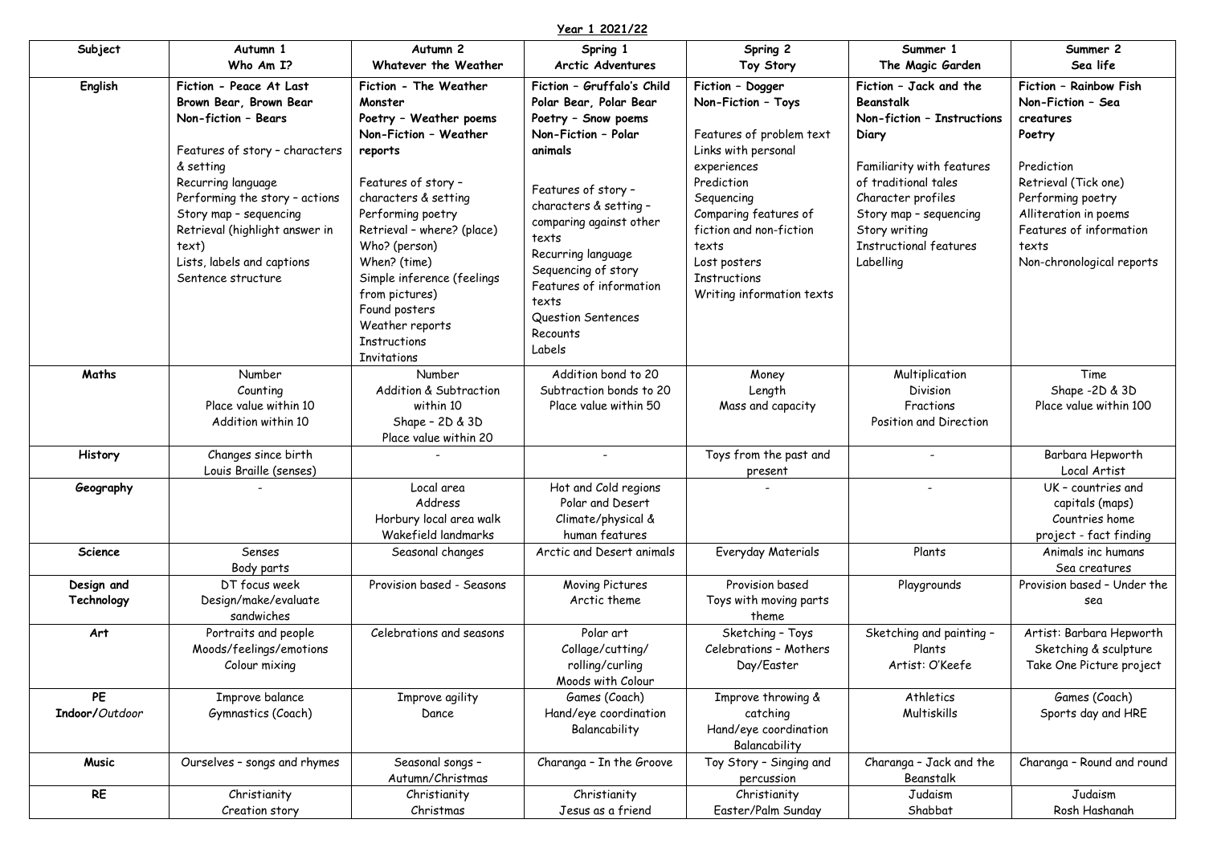# Year 1 2021/22

| Subject | Autumn 1<br>Who Am I? | Autumn 2<br>Whatever the Weather | Spring 1<br>Arctic Adventures | Spring 2<br>Toy Story | Summer 1<br>The Magic Garden | Summer 2<br>Sea life |
|---|---|---|---|---|---|---|
| **English** | **Fiction – Peace At Last**<br>**Brown Bear, Brown Bear**<br>**Non-fiction – Bears**<br><br>Features of story – characters & setting<br>Recurring language<br>Performing the story – actions<br>Story map – sequencing<br>Retrieval (highlight answer in text)<br>Lists, labels and captions<br>Sentence structure | **Fiction – The Weather Monster**<br>**Poetry – Weather poems**<br>**Non-Fiction – Weather reports**<br><br>Features of story – characters & setting<br>Performing poetry<br>Retrieval – where? (place)<br>Who? (person)<br>When? (time)<br>Simple inference (feelings from pictures)<br>Found posters<br>Weather reports<br>Instructions<br>Invitations | **Fiction – Gruffalo's Child**<br>**Polar Bear, Polar Bear**<br>**Poetry – Snow poems**<br>**Non-Fiction – Polar animals**<br><br>Features of story – characters & setting – comparing against other texts<br>Recurring language<br>Sequencing of story<br>Features of information texts<br>Question Sentences<br>Recounts<br>Labels | **Fiction – Dogger**<br>**Non-Fiction – Toys**<br><br>Features of problem text<br>Links with personal experiences<br>Prediction<br>Sequencing<br>Comparing features of fiction and non-fiction texts<br>Lost posters<br>Instructions<br>Writing information texts | **Fiction – Jack and the Beanstalk**<br>**Non-fiction – Instructions**<br>**Diary**<br><br>Familiarity with features of traditional tales<br>Character profiles<br>Story map – sequencing<br>Story writing<br>Instructional features<br>Labelling | **Fiction – Rainbow Fish**<br>**Non-Fiction – Sea creatures**<br>**Poetry**<br><br>Prediction<br>Retrieval (Tick one)<br>Performing poetry<br>Alliteration in poems<br>Features of information texts<br>Non-chronological reports |
| **Maths** | Number<br>Counting<br>Place value within 10<br>Addition within 10 | Number<br>Addition & Subtraction within 10<br>Shape – 2D & 3D<br>Place value within 20 | Addition bond to 20<br>Subtraction bonds to 20<br>Place value within 50 | Money<br>Length<br>Mass and capacity | Multiplication<br>Division<br>Fractions<br>Position and Direction | Time<br>Shape -2D & 3D<br>Place value within 100 |
| **History** | Changes since birth<br>Louis Braille (senses) | - | - | Toys from the past and present | - | Barbara Hepworth<br>Local Artist |
| **Geography** | - | Local area<br>Address<br>Horbury local area walk<br>Wakefield landmarks | Hot and Cold regions<br>Polar and Desert<br>Climate/physical & human features | - | - | UK – countries and capitals (maps)<br>Countries home project - fact finding |
| **Science** | Senses<br>Body parts | Seasonal changes | Arctic and Desert animals | Everyday Materials | Plants | Animals inc humans<br>Sea creatures |
| **Design and Technology** | DT focus week<br>Design/make/evaluate sandwiches | Provision based - Seasons | Moving Pictures<br>Arctic theme | Provision based<br>Toys with moving parts theme | Playgrounds | Provision based – Under the sea |
| **Art** | Portraits and people<br>Moods/feelings/emotions<br>Colour mixing | Celebrations and seasons | Polar art<br>Collage/cutting/ rolling/curling<br>Moods with Colour | Sketching – Toys<br>Celebrations – Mothers Day/Easter | Sketching and painting – Plants<br>Artist: O'Keefe | Artist: Barbara Hepworth<br>Sketching & sculpture<br>Take One Picture project |
| **PE**<br>**Indoor/***Outdoor* | Improve balance<br>Gymnastics (Coach) | Improve agility<br>Dance | Games (Coach)<br>Hand/eye coordination<br>Balancability | Improve throwing & catching<br>Hand/eye coordination<br>Balancability | Athletics<br>Multiskills | Games (Coach)<br>Sports day and HRE |
| **Music** | Ourselves – songs and rhymes | Seasonal songs – Autumn/Christmas | Charanga – In the Groove | Toy Story – Singing and percussion | Charanga – Jack and the Beanstalk | Charanga – Round and round |
| **RE** | Christianity<br>Creation story | Christianity<br>Christmas | Christianity<br>Jesus as a friend | Christianity<br>Easter/Palm Sunday | Judaism<br>Shabbat | Judaism<br>Rosh Hashanah |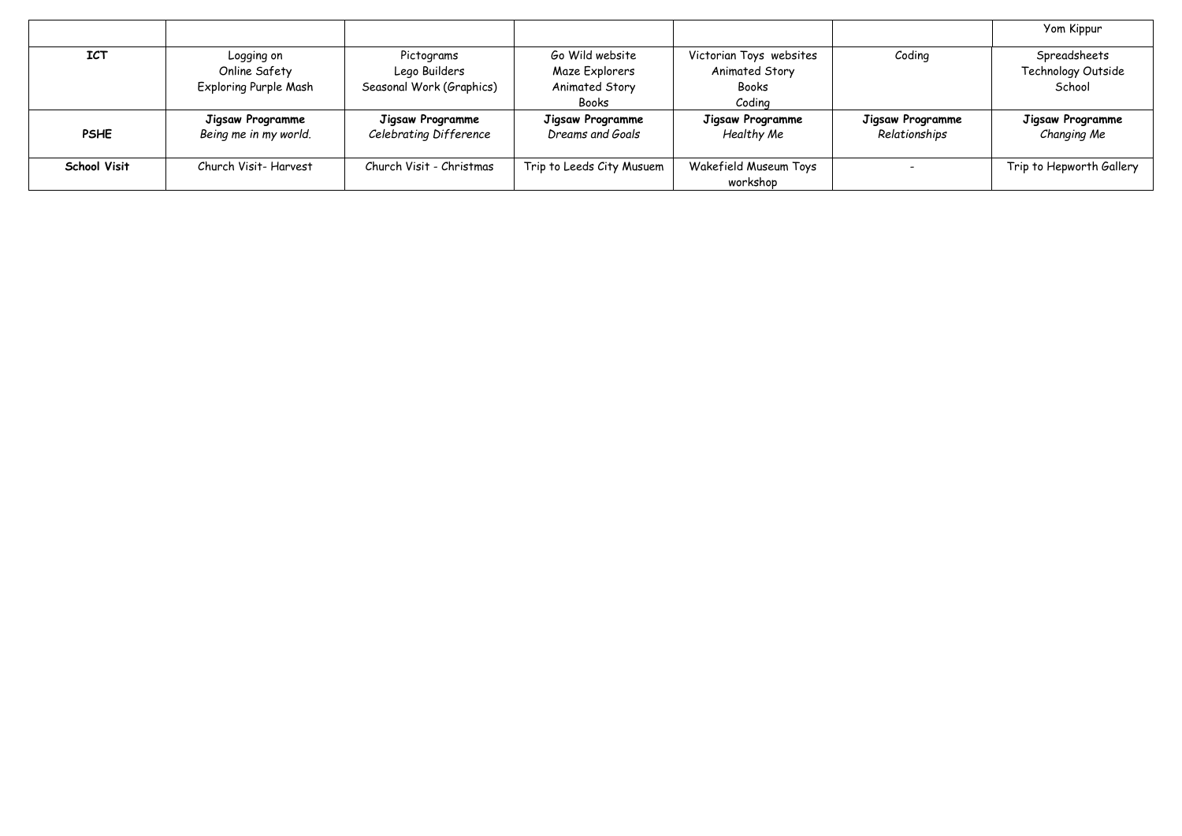| | | | | | | |
|---|---|---|---|---|---|---|
| | | | | | | Yom Kippur |
| **ICT** | Logging on<br>Online Safety<br>Exploring Purple Mash | Pictograms<br>Lego Builders<br>Seasonal Work (Graphics) | Go Wild website<br>Maze Explorers<br>Animated Story<br>Books | Victorian Toys websites<br>Animated Story<br>Books<br>Coding | Coding | Spreadsheets<br>Technology Outside School |
| **PSHE** | **Jigsaw Programme**<br>*Being me in my world.* | **Jigsaw Programme**<br>*Celebrating Difference* | **Jigsaw Programme**<br>*Dreams and Goals* | **Jigsaw Programme**<br>*Healthy Me* | **Jigsaw Programme**<br>*Relationships* | **Jigsaw Programme**<br>*Changing Me* |
| **School Visit** | Church Visit- Harvest | Church Visit - Christmas | Trip to Leeds City Musuem | Wakefield Museum Toys workshop | - | Trip to Hepworth Gallery |